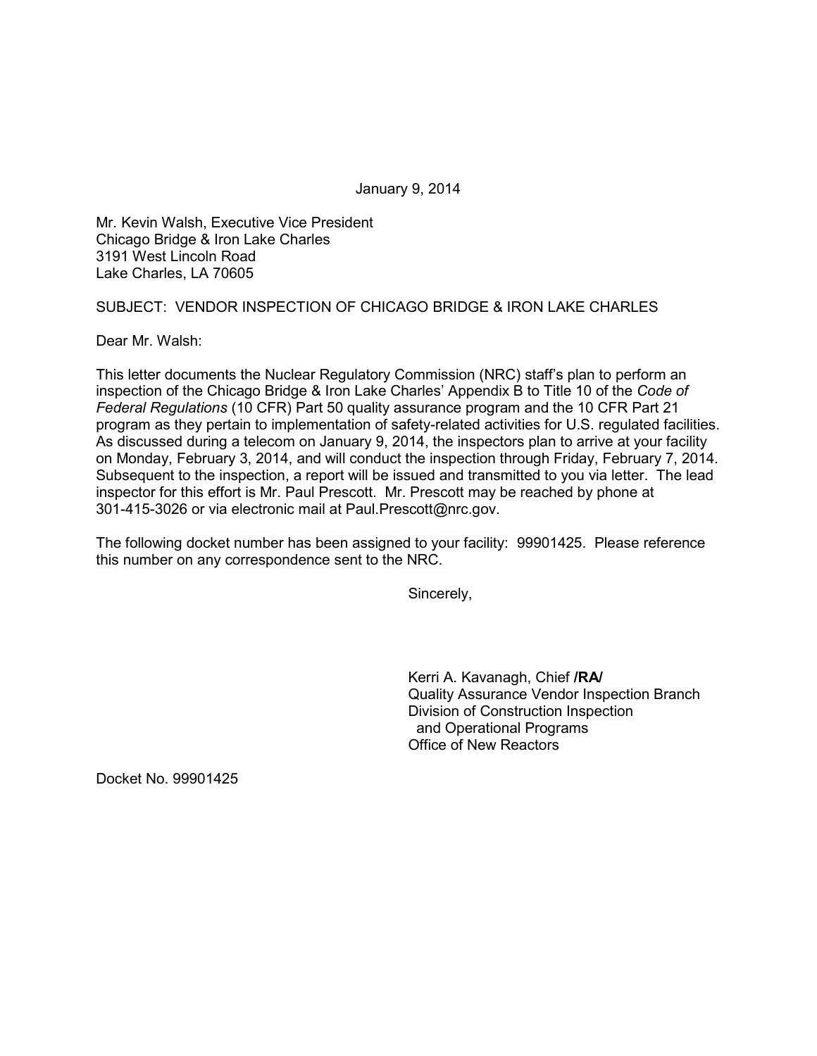January 9, 2014

Mr. Kevin Walsh, Executive Vice President
Chicago Bridge & Iron Lake Charles
3191 West Lincoln Road
Lake Charles, LA 70605

SUBJECT: VENDOR INSPECTION OF CHICAGO BRIDGE & IRON LAKE CHARLES

Dear Mr. Walsh:

This letter documents the Nuclear Regulatory Commission (NRC) staff's plan to perform an inspection of the Chicago Bridge & Iron Lake Charles' Appendix B to Title 10 of the *Code of Federal Regulations* (10 CFR) Part 50 quality assurance program and the 10 CFR Part 21 program as they pertain to implementation of safety-related activities for U.S. regulated facilities. As discussed during a telecom on January 9, 2014, the inspectors plan to arrive at your facility on Monday, February 3, 2014, and will conduct the inspection through Friday, February 7, 2014. Subsequent to the inspection, a report will be issued and transmitted to you via letter. The lead inspector for this effort is Mr. Paul Prescott. Mr. Prescott may be reached by phone at 301-415-3026 or via electronic mail at Paul.Prescott@nrc.gov.

The following docket number has been assigned to your facility: 99901425. Please reference this number on any correspondence sent to the NRC.

Sincerely,

Kerri A. Kavanagh, Chief **/RA/**
Quality Assurance Vendor Inspection Branch
Division of Construction Inspection
and Operational Programs
Office of New Reactors

Docket No. 99901425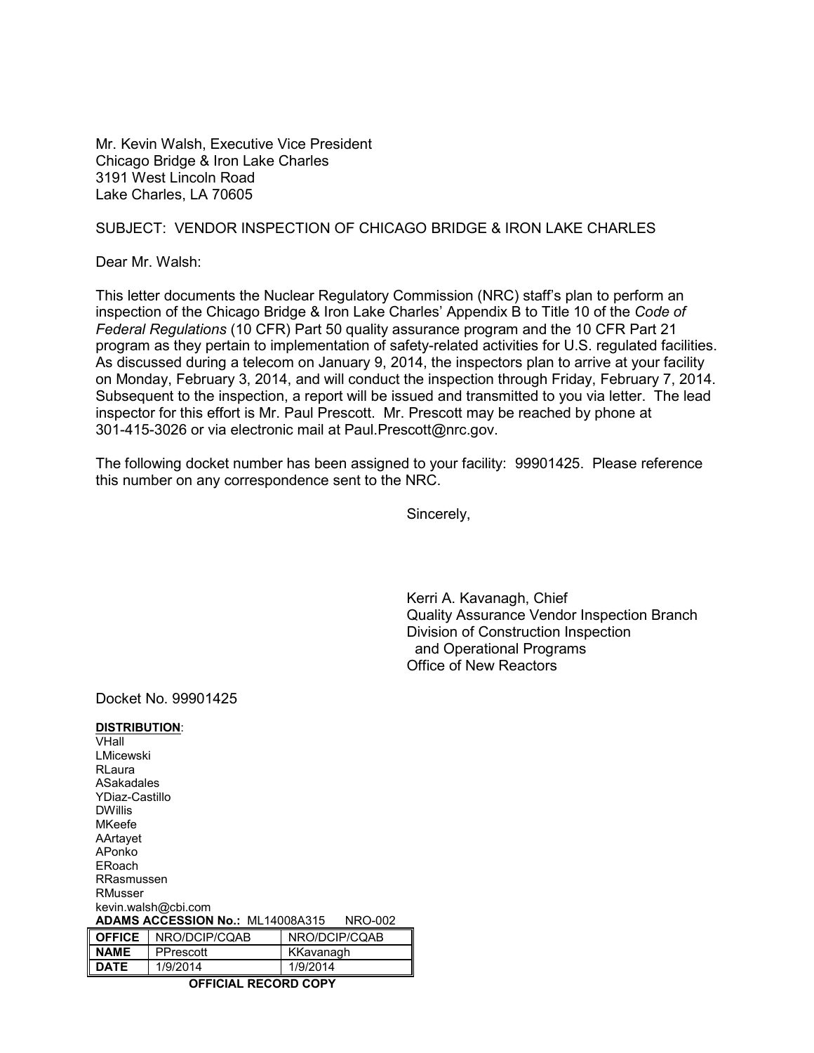Mr. Kevin Walsh, Executive Vice President
Chicago Bridge & Iron Lake Charles
3191 West Lincoln Road
Lake Charles, LA 70605

SUBJECT: VENDOR INSPECTION OF CHICAGO BRIDGE & IRON LAKE CHARLES

Dear Mr. Walsh:

This letter documents the Nuclear Regulatory Commission (NRC) staff's plan to perform an inspection of the Chicago Bridge & Iron Lake Charles' Appendix B to Title 10 of the *Code of Federal Regulations* (10 CFR) Part 50 quality assurance program and the 10 CFR Part 21 program as they pertain to implementation of safety-related activities for U.S. regulated facilities. As discussed during a telecom on January 9, 2014, the inspectors plan to arrive at your facility on Monday, February 3, 2014, and will conduct the inspection through Friday, February 7, 2014. Subsequent to the inspection, a report will be issued and transmitted to you via letter. The lead inspector for this effort is Mr. Paul Prescott. Mr. Prescott may be reached by phone at 301-415-3026 or via electronic mail at Paul.Prescott@nrc.gov.

The following docket number has been assigned to your facility: 99901425. Please reference this number on any correspondence sent to the NRC.

Sincerely,

Kerri A. Kavanagh, Chief
Quality Assurance Vendor Inspection Branch
Division of Construction Inspection
and Operational Programs
Office of New Reactors

Docket No. 99901425

**DISTRIBUTION**:
VHall
LMicewski
RLaura
ASakadales
YDiaz-Castillo
DWillis
MKeefe
AArtayet
APonko
ERoach
RRasmussen
RMusser
kevin.walsh@cbi.com

**ADAMS ACCESSION No.:** ML14008A315 NRO-002

| | | |
|---|---|---|
| **OFFICE** | NRO/DCIP/CQAB | NRO/DCIP/CQAB |
| **NAME** | PPrescott | KKavanagh |
| **DATE** | 1/9/2014 | 1/9/2014 |

**OFFICIAL RECORD COPY**